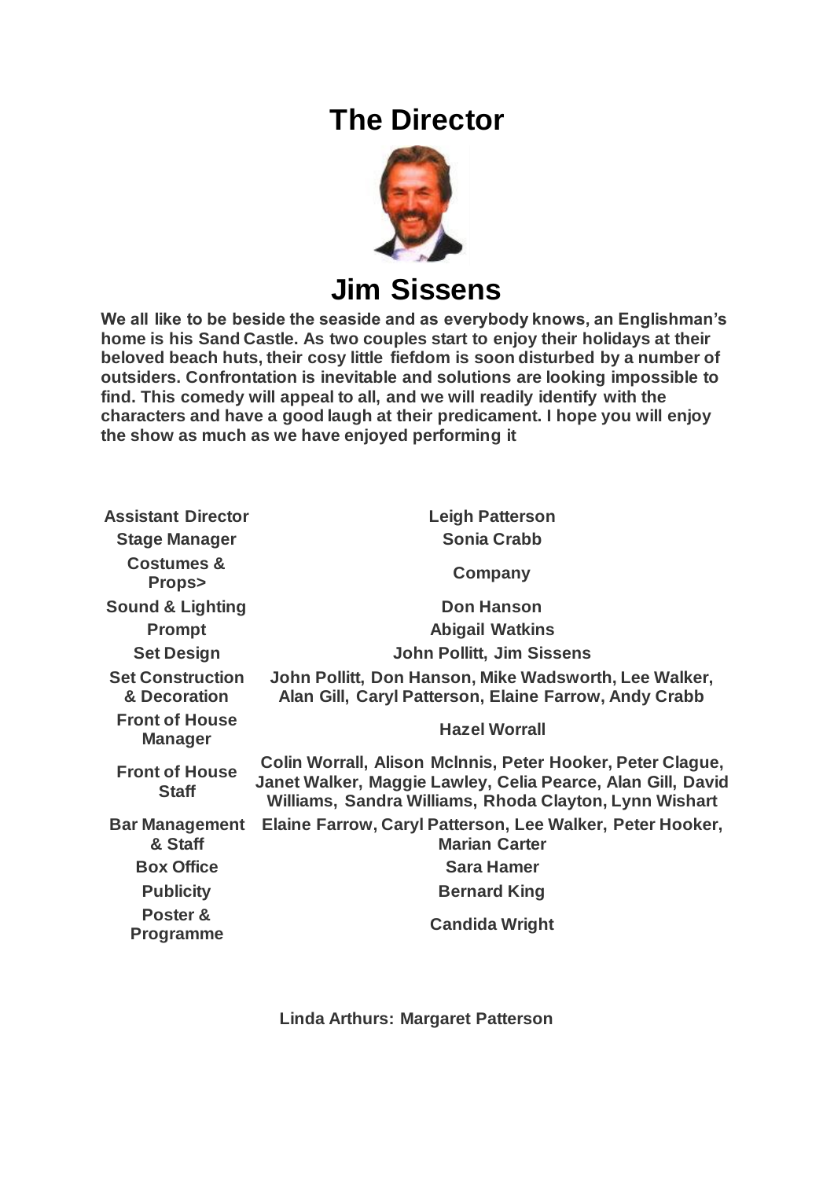# The Director

## Jim Sissens

**We all like to be beside the seaside and as everybody knows, an Englishman's home is his Sand Castle. As two couples start to enjoy their holidays at their beloved beach huts, their cosy little fiefdom is soon disturbed by a number of outsiders. Confrontation is inevitable and solutions are looking impossible to find. This comedy will appeal to all, and we will readily identify with the characters and have a good laugh at their predicament. I hope you will enjoy the show as much as we have enjoyed performing it**

| | |
|---|---|
| **Assistant Director** | **Leigh Patterson** |
| **Stage Manager** | **Sonia Crabb** |
| **Costumes & Props>** | **Company** |
| **Sound & Lighting** | **Don Hanson** |
| **Prompt** | **Abigail Watkins** |
| **Set Design** | **John Pollitt, Jim Sissens** |
| **Set Construction & Decoration** | **John Pollitt, Don Hanson, Mike Wadsworth, Lee Walker, Alan Gill, Caryl Patterson, Elaine Farrow, Andy Crabb** |
| **Front of House Manager** | **Hazel Worrall** |
| **Front of House Staff** | **Colin Worrall, Alison McInnis, Peter Hooker, Peter Clague, Janet Walker, Maggie Lawley, Celia Pearce, Alan Gill, David Williams, Sandra Williams, Rhoda Clayton, Lynn Wishart** |
| **Bar Management & Staff** | **Elaine Farrow, Caryl Patterson, Lee Walker, Peter Hooker, Marian Carter** |
| **Box Office** | **Sara Hamer** |
| **Publicity** | **Bernard King** |
| **Poster & Programme** | **Candida Wright** |

**Linda Arthurs: Margaret Patterson**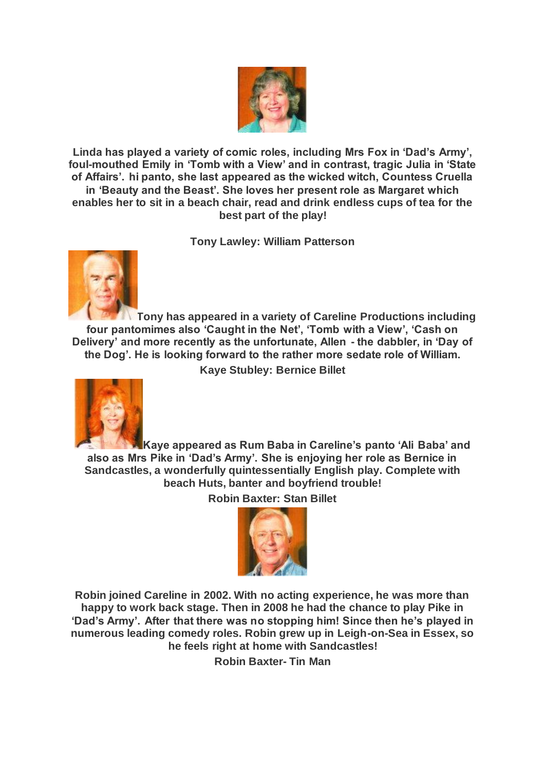**Linda has played a variety of comic roles, including Mrs Fox in 'Dad's Army', foul-mouthed Emily in 'Tomb with a View' and in contrast, tragic Julia in 'State of Affairs'. hi panto, she last appeared as the wicked witch, Countess Cruella in 'Beauty and the Beast'. She loves her present role as Margaret which enables her to sit in a beach chair, read and drink endless cups of tea for the best part of the play!**

**Tony Lawley: William Patterson**

**Tony has appeared in a variety of Careline Productions including four pantomimes also 'Caught in the Net', 'Tomb with a View', 'Cash on Delivery' and more recently as the unfortunate, Allen - the dabbler, in 'Day of the Dog'. He is looking forward to the rather more sedate role of William.**

**Kaye Stubley: Bernice Billet**

**Kaye appeared as Rum Baba in Careline's panto 'Ali Baba' and also as Mrs Pike in 'Dad's Army'. She is enjoying her role as Bernice in Sandcastles, a wonderfully quintessentially English play. Complete with beach Huts, banter and boyfriend trouble!**

**Robin Baxter: Stan Billet**

**Robin joined Careline in 2002. With no acting experience, he was more than happy to work back stage. Then in 2008 he had the chance to play Pike in 'Dad's Army'. After that there was no stopping him! Since then he's played in numerous leading comedy roles. Robin grew up in Leigh-on-Sea in Essex, so he feels right at home with Sandcastles!**

**Robin Baxter- Tin Man**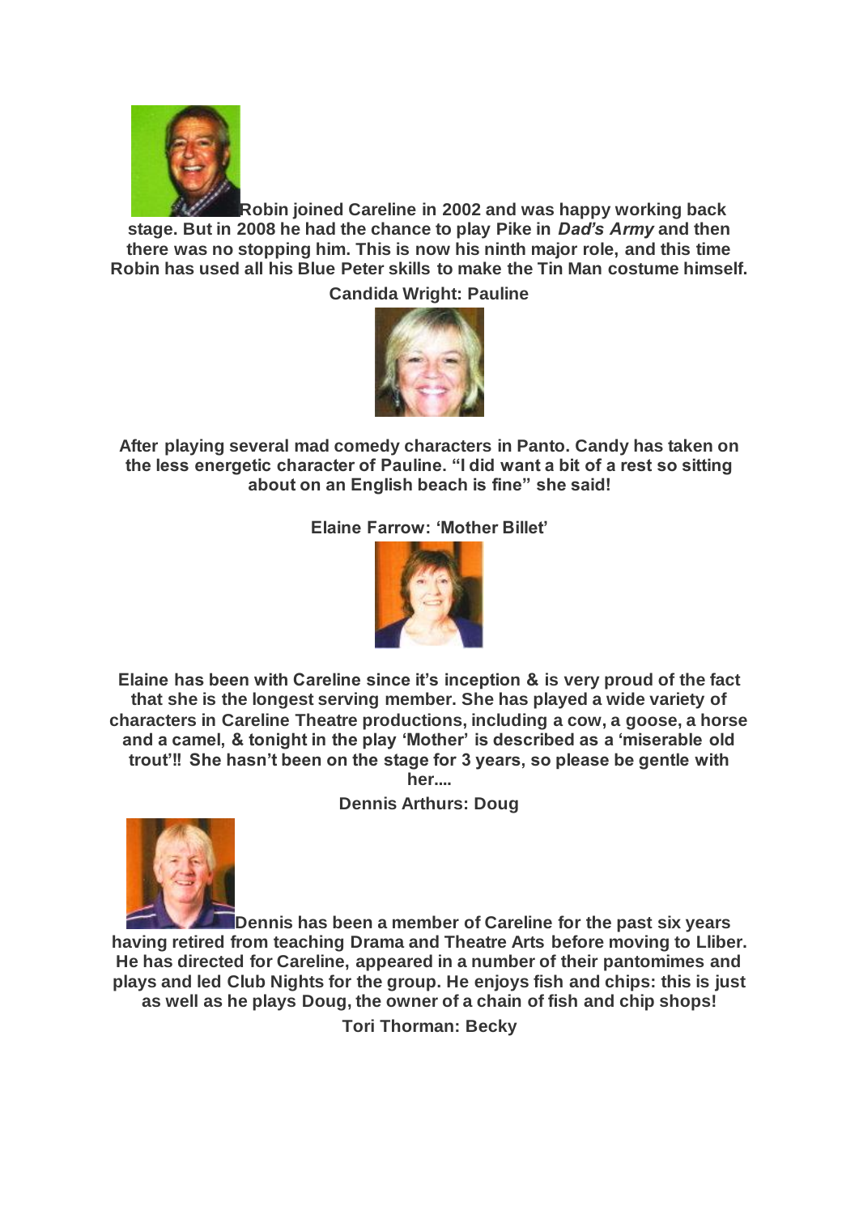**Robin joined Careline in 2002 and was happy working back stage. But in 2008 he had the chance to play Pike in *Dad's Army* and then there was no stopping him. This is now his ninth major role, and this time Robin has used all his Blue Peter skills to make the Tin Man costume himself.**

**Candida Wright: Pauline**

**After playing several mad comedy characters in Panto. Candy has taken on the less energetic character of Pauline. "I did want a bit of a rest so sitting about on an English beach is fine" she said!**

**Elaine Farrow: 'Mother Billet'**

**Elaine has been with Careline since it's inception & is very proud of the fact that she is the longest serving member. She has played a wide variety of characters in Careline Theatre productions, including a cow, a goose, a horse and a camel, & tonight in the play 'Mother' is described as a 'miserable old trout'!! She hasn't been on the stage for 3 years, so please be gentle with her....**

**Dennis Arthurs: Doug**

**Dennis has been a member of Careline for the past six years having retired from teaching Drama and Theatre Arts before moving to Lliber. He has directed for Careline, appeared in a number of their pantomimes and plays and led Club Nights for the group. He enjoys fish and chips: this is just as well as he plays Doug, the owner of a chain of fish and chip shops!**

**Tori Thorman: Becky**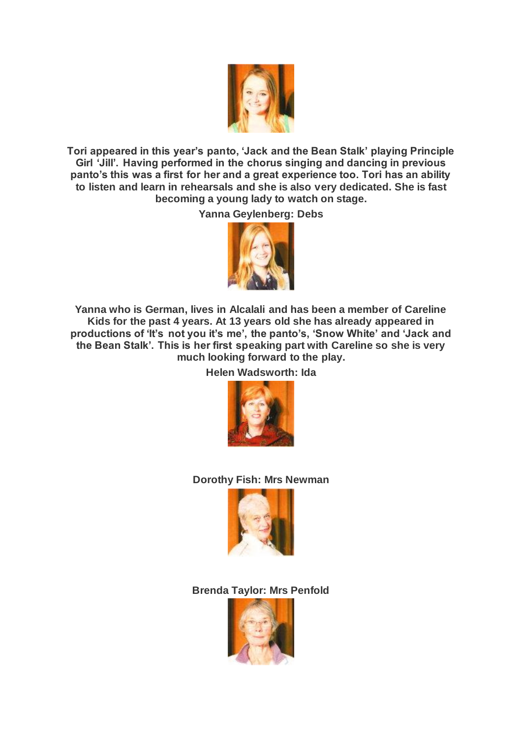**Tori appeared in this year's panto, 'Jack and the Bean Stalk' playing Principle Girl 'Jill'. Having performed in the chorus singing and dancing in previous panto's this was a first for her and a great experience too. Tori has an ability to listen and learn in rehearsals and she is also very dedicated. She is fast becoming a young lady to watch on stage.**

**Yanna Geylenberg: Debs**

**Yanna who is German, lives in Alcalali and has been a member of Careline Kids for the past 4 years. At 13 years old she has already appeared in productions of 'It's not you it's me', the panto's, 'Snow White' and 'Jack and the Bean Stalk'. This is her first speaking part with Careline so she is very much looking forward to the play.**

**Helen Wadsworth: Ida**

**Dorothy Fish: Mrs Newman**

**Brenda Taylor: Mrs Penfold**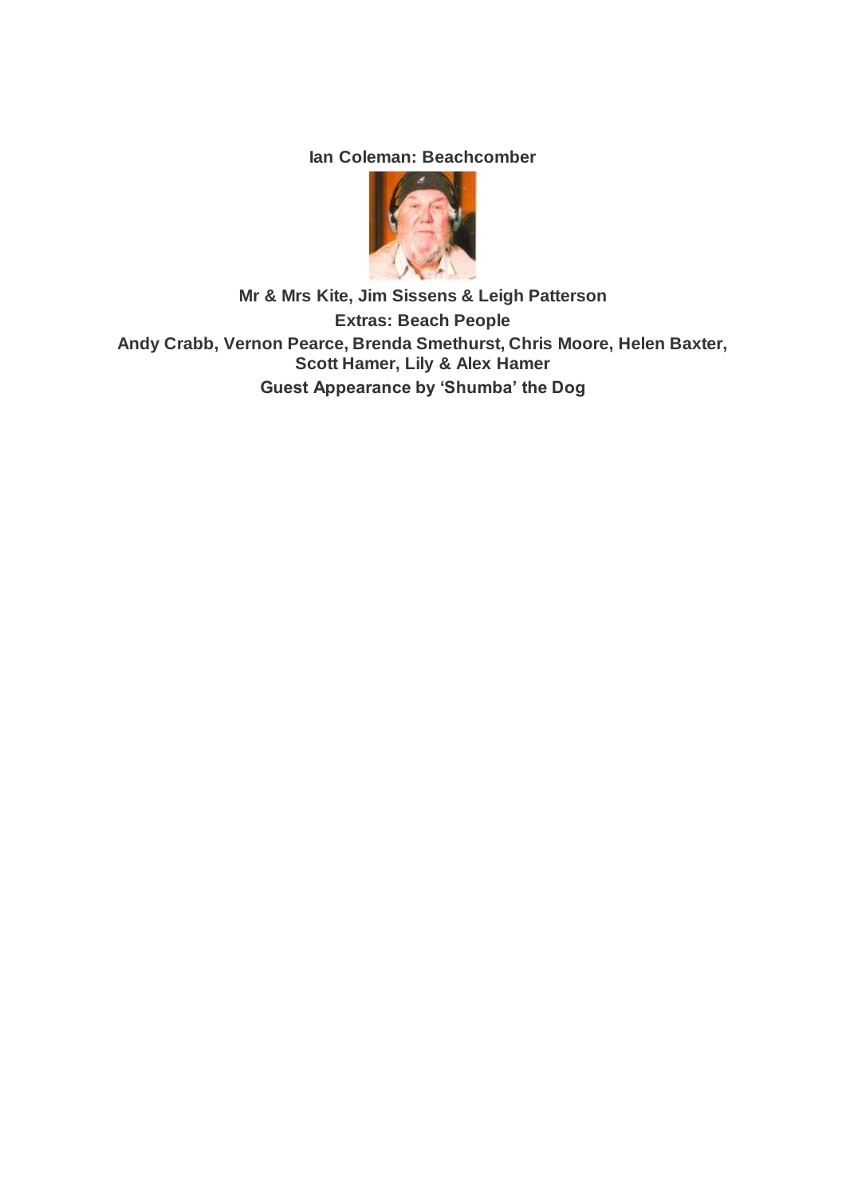**Ian Coleman: Beachcomber**

**Mr & Mrs Kite, Jim Sissens & Leigh Patterson**

**Extras: Beach People**

**Andy Crabb, Vernon Pearce, Brenda Smethurst, Chris Moore, Helen Baxter, Scott Hamer, Lily & Alex Hamer**

**Guest Appearance by 'Shumba' the Dog**